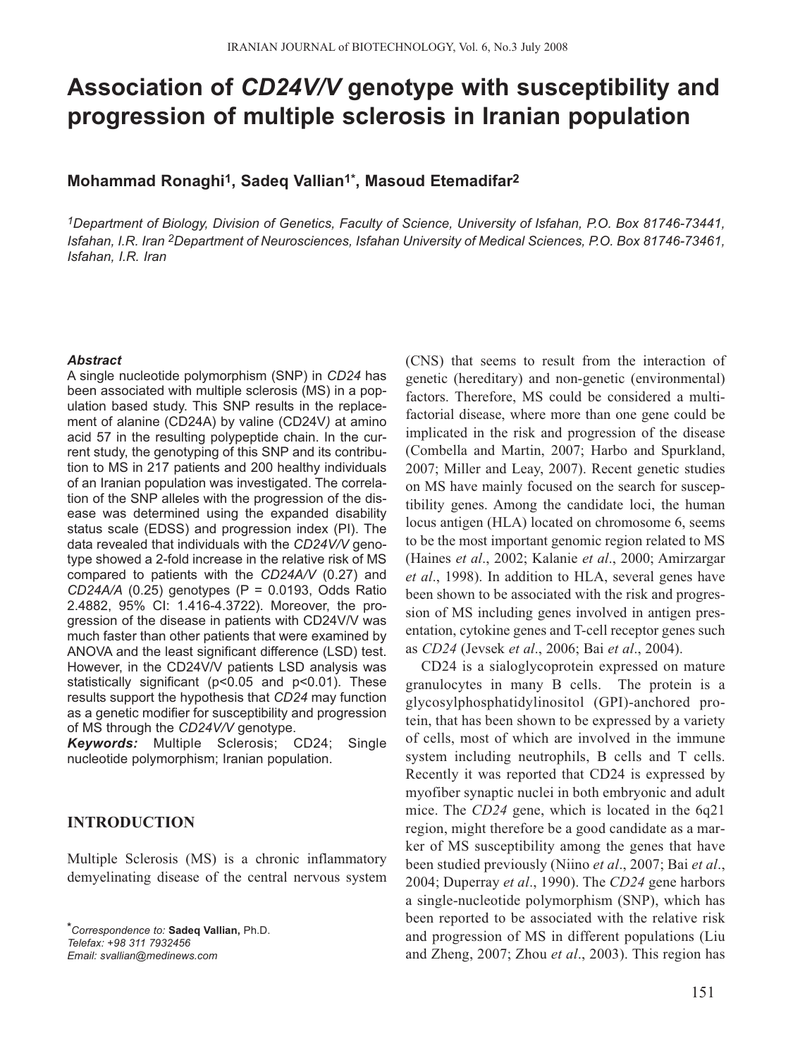# Association of *CD24V/V* genotype with susceptibility and progression of multiple sclerosis in Iranian population

**Mohammad Ronaghi[1], Sadeq Vallian[1*], Masoud Etemadifar[2]**

*[1]Department of Biology, Division of Genetics, Faculty of Science, University of Isfahan, P.O. Box 81746-73441, Isfahan, I.R. Iran [2]Department of Neurosciences, Isfahan University of Medical Sciences, P.O. Box 81746-73461, Isfahan, I.R. Iran*

***Abstract***

A single nucleotide polymorphism (SNP) in *CD24* has been associated with multiple sclerosis (MS) in a population based study. This SNP results in the replacement of alanine (CD24A) by valine (CD24V*)* at amino acid 57 in the resulting polypeptide chain. In the current study, the genotyping of this SNP and its contribution to MS in 217 patients and 200 healthy individuals of an Iranian population was investigated. The correlation of the SNP alleles with the progression of the disease was determined using the expanded disability status scale (EDSS) and progression index (PI). The data revealed that individuals with the *CD24V/V* genotype showed a 2-fold increase in the relative risk of MS compared to patients with the *CD24A/V* (0.27) and *CD24A/A* (0.25) genotypes (P = 0.0193, Odds Ratio 2.4882, 95% CI: 1.416-4.3722). Moreover, the progression of the disease in patients with CD24V/V was much faster than other patients that were examined by ANOVA and the least significant difference (LSD) test. However, in the CD24V/V patients LSD analysis was statistically significant ($p<0.05$ and $p<0.01$). These results support the hypothesis that *CD24* may function as a genetic modifier for susceptibility and progression of MS through the *CD24V/V* genotype.

***Keywords:*** Multiple Sclerosis; CD24; Single nucleotide polymorphism; Iranian population.

## INTRODUCTION

Multiple Sclerosis (MS) is a chronic inflammatory demyelinating disease of the central nervous system (CNS) that seems to result from the interaction of genetic (hereditary) and non-genetic (environmental) factors. Therefore, MS could be considered a multifactorial disease, where more than one gene could be implicated in the risk and progression of the disease (Combella and Martin, 2007; Harbo and Spurkland, 2007; Miller and Leay, 2007). Recent genetic studies on MS have mainly focused on the search for susceptibility genes. Among the candidate loci, the human locus antigen (HLA) located on chromosome 6, seems to be the most important genomic region related to MS (Haines *et al*., 2002; Kalanie *et al*., 2000; Amirzargar *et al*., 1998). In addition to HLA, several genes have been shown to be associated with the risk and progression of MS including genes involved in antigen presentation, cytokine genes and T-cell receptor genes such as *CD24* (Jevsek *et al*., 2006; Bai *et al*., 2004).

CD24 is a sialoglycoprotein expressed on mature granulocytes in many B cells. The protein is a glycosylphosphatidylinositol (GPI)-anchored protein, that has been shown to be expressed by a variety of cells, most of which are involved in the immune system including neutrophils, B cells and T cells. Recently it was reported that CD24 is expressed by myofiber synaptic nuclei in both embryonic and adult mice. The *CD24* gene, which is located in the 6q21 region, might therefore be a good candidate as a marker of MS susceptibility among the genes that have been studied previously (Niino *et al*., 2007; Bai *et al*., 2004; Duperray *et al*., 1990). The *CD24* gene harbors a single-nucleotide polymorphism (SNP), which has been reported to be associated with the relative risk and progression of MS in different populations (Liu and Zheng, 2007; Zhou *et al*., 2003). This region has

*Correspondence to: **Sadeq Vallian,** Ph.D.
*Telefax: +98 311 7932456*
*Email: svallian@medinews.com*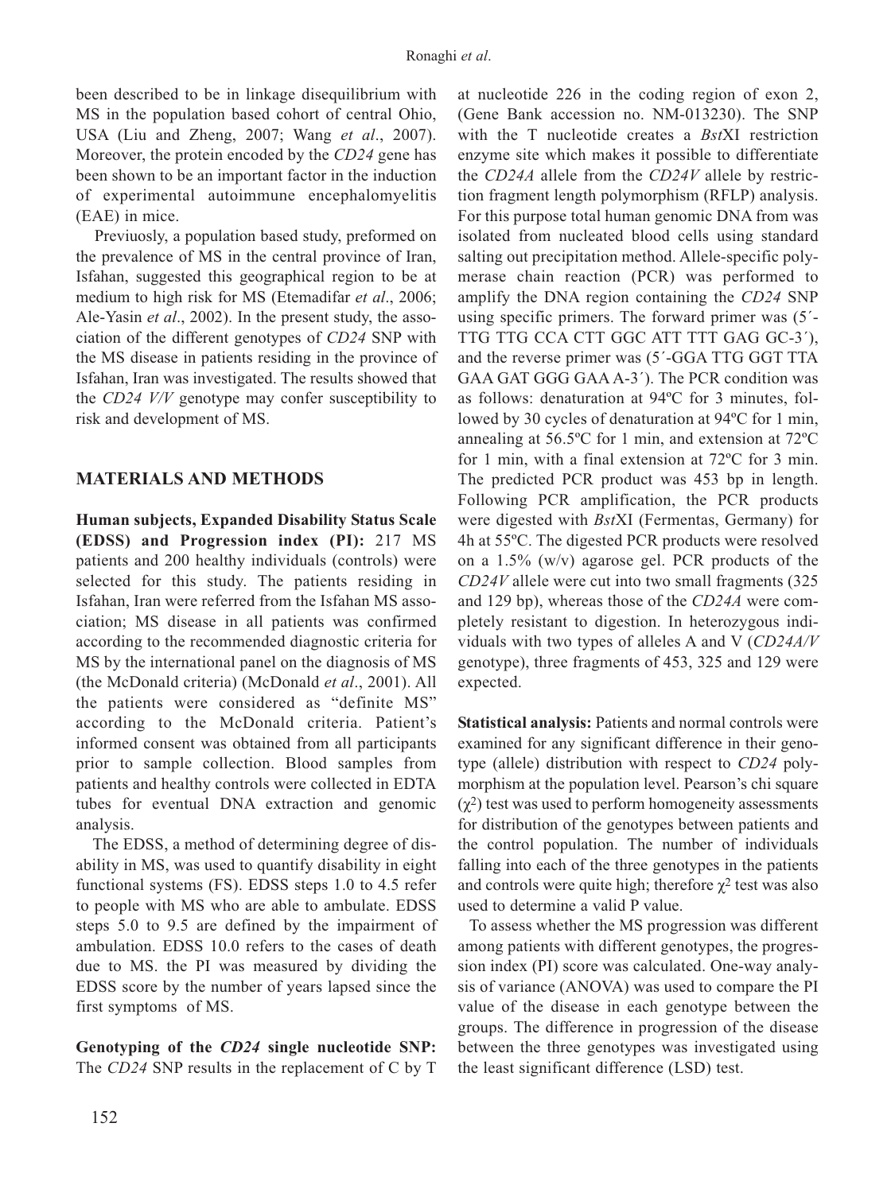been described to be in linkage disequilibrium with MS in the population based cohort of central Ohio, USA (Liu and Zheng, 2007; Wang *et al*., 2007). Moreover, the protein encoded by the *CD24* gene has been shown to be an important factor in the induction of experimental autoimmune encephalomyelitis (EAE) in mice.

Previuosly, a population based study, preformed on the prevalence of MS in the central province of Iran, Isfahan, suggested this geographical region to be at medium to high risk for MS (Etemadifar *et al*., 2006; Ale-Yasin *et al*., 2002). In the present study, the association of the different genotypes of *CD24* SNP with the MS disease in patients residing in the province of Isfahan, Iran was investigated. The results showed that the *CD24 V/V* genotype may confer susceptibility to risk and development of MS.

## MATERIALS AND METHODS

**Human subjects, Expanded Disability Status Scale (EDSS) and Progression index (PI):** 217 MS patients and 200 healthy individuals (controls) were selected for this study. The patients residing in Isfahan, Iran were referred from the Isfahan MS association; MS disease in all patients was confirmed according to the recommended diagnostic criteria for MS by the international panel on the diagnosis of MS (the McDonald criteria) (McDonald *et al*., 2001). All the patients were considered as "definite MS" according to the McDonald criteria. Patient's informed consent was obtained from all participants prior to sample collection. Blood samples from patients and healthy controls were collected in EDTA tubes for eventual DNA extraction and genomic analysis.

The EDSS, a method of determining degree of disability in MS, was used to quantify disability in eight functional systems (FS). EDSS steps 1.0 to 4.5 refer to people with MS who are able to ambulate. EDSS steps 5.0 to 9.5 are defined by the impairment of ambulation. EDSS 10.0 refers to the cases of death due to MS. the PI was measured by dividing the EDSS score by the number of years lapsed since the first symptoms of MS.

**Genotyping of the *CD24* single nucleotide SNP:** The *CD24* SNP results in the replacement of C by T at nucleotide 226 in the coding region of exon 2, (Gene Bank accession no. NM-013230). The SNP with the T nucleotide creates a *Bst*XI restriction enzyme site which makes it possible to differentiate the *CD24A* allele from the *CD24V* allele by restriction fragment length polymorphism (RFLP) analysis. For this purpose total human genomic DNA from was isolated from nucleated blood cells using standard salting out precipitation method. Allele-specific polymerase chain reaction (PCR) was performed to amplify the DNA region containing the *CD24* SNP using specific primers. The forward primer was (5´-TTG TTG CCA CTT GGC ATT TTT GAG GC-3´), and the reverse primer was (5´-GGA TTG GGT TTA GAA GAT GGG GAA A-3´). The PCR condition was as follows: denaturation at 94ºC for 3 minutes, followed by 30 cycles of denaturation at 94ºC for 1 min, annealing at 56.5ºC for 1 min, and extension at 72ºC for 1 min, with a final extension at 72ºC for 3 min. The predicted PCR product was 453 bp in length. Following PCR amplification, the PCR products were digested with *Bst*XI (Fermentas, Germany) for 4h at 55ºC. The digested PCR products were resolved on a 1.5% (w/v) agarose gel. PCR products of the *CD24V* allele were cut into two small fragments (325 and 129 bp), whereas those of the *CD24A* were completely resistant to digestion. In heterozygous individuals with two types of alleles A and V (*CD24A/V* genotype), three fragments of 453, 325 and 129 were expected.

**Statistical analysis:** Patients and normal controls were examined for any significant difference in their genotype (allele) distribution with respect to *CD24* polymorphism at the population level. Pearson's chi square ($\chi^2$) test was used to perform homogeneity assessments for distribution of the genotypes between patients and the control population. The number of individuals falling into each of the three genotypes in the patients and controls were quite high; therefore $\chi^2$ test was also used to determine a valid P value.

To assess whether the MS progression was different among patients with different genotypes, the progression index (PI) score was calculated. One-way analysis of variance (ANOVA) was used to compare the PI value of the disease in each genotype between the groups. The difference in progression of the disease between the three genotypes was investigated using the least significant difference (LSD) test.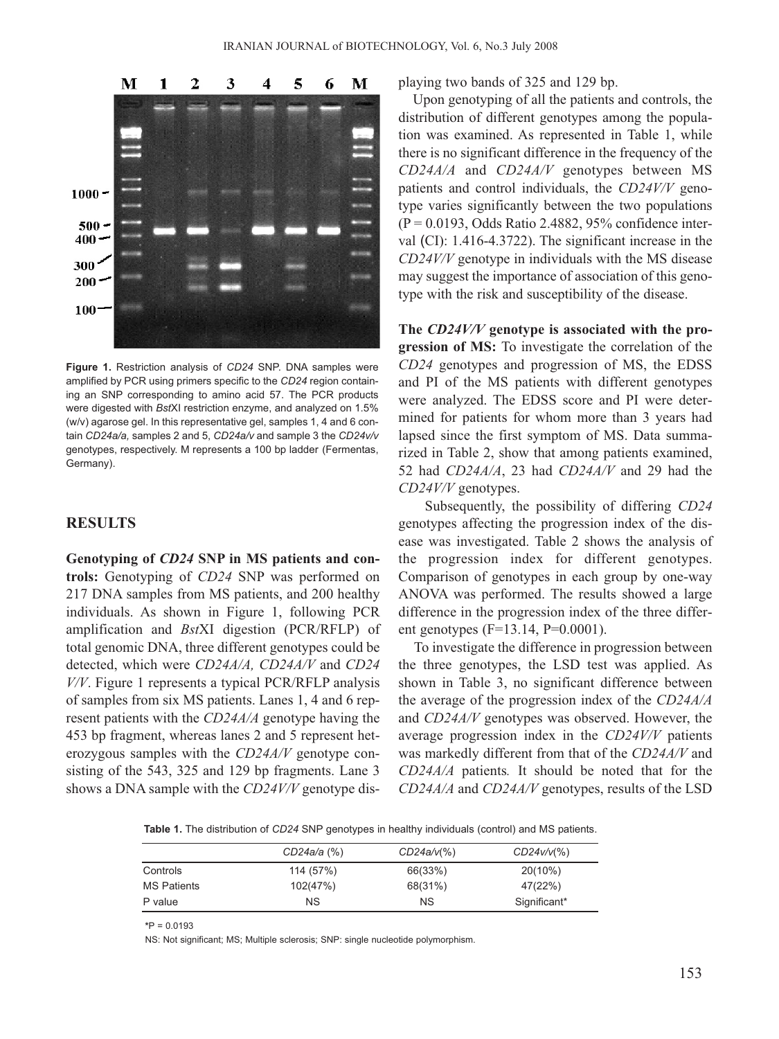**Figure 1.** Restriction analysis of *CD24* SNP. DNA samples were amplified by PCR using primers specific to the *CD24* region containing an SNP corresponding to amino acid 57. The PCR products were digested with *Bst*XI restriction enzyme, and analyzed on 1.5% (w/v) agarose gel. In this representative gel, samples 1, 4 and 6 contain *CD24a/a,* samples 2 and 5, *CD24a/v* and sample 3 the *CD24v/v* genotypes, respectively. M represents a 100 bp ladder (Fermentas, Germany).

## RESULTS

**Genotyping of *CD24* SNP in MS patients and controls:** Genotyping of *CD24* SNP was performed on 217 DNA samples from MS patients, and 200 healthy individuals. As shown in Figure 1, following PCR amplification and *Bst*XI digestion (PCR/RFLP) of total genomic DNA, three different genotypes could be detected, which were *CD24A/A, CD24A/V* and *CD24 V/V*. Figure 1 represents a typical PCR/RFLP analysis of samples from six MS patients. Lanes 1, 4 and 6 represent patients with the *CD24A/A* genotype having the 453 bp fragment, whereas lanes 2 and 5 represent heterozygous samples with the *CD24A/V* genotype consisting of the 543, 325 and 129 bp fragments. Lane 3 shows a DNA sample with the *CD24V/V* genotype displaying two bands of 325 and 129 bp.

Upon genotyping of all the patients and controls, the distribution of different genotypes among the population was examined. As represented in Table 1, while there is no significant difference in the frequency of the *CD24A/A* and *CD24A/V* genotypes between MS patients and control individuals, the *CD24V/V* genotype varies significantly between the two populations (P = 0.0193, Odds Ratio 2.4882, 95% confidence interval (CI): 1.416-4.3722). The significant increase in the *CD24V/V* genotype in individuals with the MS disease may suggest the importance of association of this genotype with the risk and susceptibility of the disease.

**The *CD24V/V* genotype is associated with the progression of MS:** To investigate the correlation of the *CD24* genotypes and progression of MS, the EDSS and PI of the MS patients with different genotypes were analyzed. The EDSS score and PI were determined for patients for whom more than 3 years had lapsed since the first symptom of MS. Data summarized in Table 2, show that among patients examined, 52 had *CD24A/A*, 23 had *CD24A/V* and 29 had the *CD24V/V* genotypes.

Subsequently, the possibility of differing *CD24* genotypes affecting the progression index of the disease was investigated. Table 2 shows the analysis of the progression index for different genotypes. Comparison of genotypes in each group by one-way ANOVA was performed. The results showed a large difference in the progression index of the three different genotypes (F=13.14, P=0.0001).

To investigate the difference in progression between the three genotypes, the LSD test was applied. As shown in Table 3, no significant difference between the average of the progression index of the *CD24A/A* and *CD24A/V* genotypes was observed. However, the average progression index in the *CD24V/V* patients was markedly different from that of the *CD24A/V* and *CD24A/A* patients*.* It should be noted that for the *CD24A/A* and *CD24A/V* genotypes, results of the LSD

**Table 1.** The distribution of *CD24* SNP genotypes in healthy individuals (control) and MS patients.

| | *CD24a/a* (%) | *CD24a/v*(%) | *CD24v/v*(%) |
|---|---|---|---|
| Controls | 114 (57%) | 66(33%) | 20(10%) |
| MS Patients | 102(47%) | 68(31%) | 47(22%) |
| P value | NS | NS | Significant* |

*P = 0.0193

NS: Not significant; MS; Multiple sclerosis; SNP: single nucleotide polymorphism.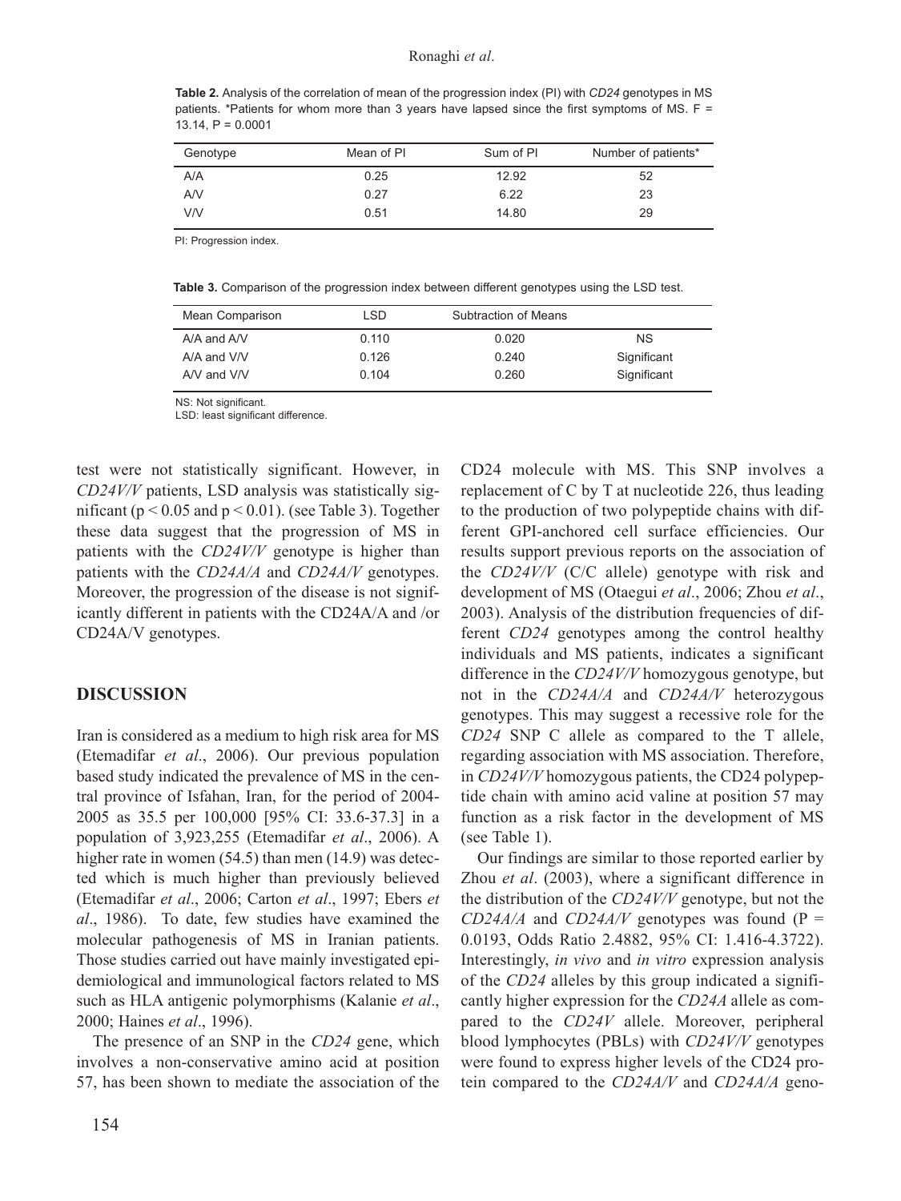**Table 2.** Analysis of the correlation of mean of the progression index (PI) with *CD24* genotypes in MS patients. *Patients for whom more than 3 years have lapsed since the first symptoms of MS. F = 13.14, P = 0.0001

| Genotype | Mean of PI | Sum of PI | Number of patients* |
|---|---|---|---|
| A/A | 0.25 | 12.92 | 52 |
| A/V | 0.27 | 6.22 | 23 |
| V/V | 0.51 | 14.80 | 29 |

PI: Progression index.

**Table 3.** Comparison of the progression index between different genotypes using the LSD test.

| Mean Comparison | LSD | Subtraction of Means | |
|---|---|---|---|
| A/A and A/V | 0.110 | 0.020 | NS |
| A/A and V/V | 0.126 | 0.240 | Significant |
| A/V and V/V | 0.104 | 0.260 | Significant |

NS: Not significant.
LSD: least significant difference.

test were not statistically significant. However, in *CD24V/V* patients, LSD analysis was statistically significant ($p < 0.05$ and $p < 0.01$). (see Table 3). Together these data suggest that the progression of MS in patients with the *CD24V/V* genotype is higher than patients with the *CD24A/A* and *CD24A/V* genotypes. Moreover, the progression of the disease is not significantly different in patients with the CD24A/A and /or CD24A/V genotypes.

## DISCUSSION

Iran is considered as a medium to high risk area for MS (Etemadifar *et al*., 2006). Our previous population based study indicated the prevalence of MS in the central province of Isfahan, Iran, for the period of 2004-2005 as 35.5 per 100,000 [95% CI: 33.6-37.3] in a population of 3,923,255 (Etemadifar *et al*., 2006). A higher rate in women (54.5) than men (14.9) was detected which is much higher than previously believed (Etemadifar *et al*., 2006; Carton *et al*., 1997; Ebers *et al*., 1986). To date, few studies have examined the molecular pathogenesis of MS in Iranian patients. Those studies carried out have mainly investigated epidemiological and immunological factors related to MS such as HLA antigenic polymorphisms (Kalanie *et al*., 2000; Haines *et al*., 1996).

The presence of an SNP in the *CD24* gene, which involves a non-conservative amino acid at position 57, has been shown to mediate the association of the CD24 molecule with MS. This SNP involves a replacement of C by T at nucleotide 226, thus leading to the production of two polypeptide chains with different GPI-anchored cell surface efficiencies. Our results support previous reports on the association of the *CD24V/V* (C/C allele) genotype with risk and development of MS (Otaegui *et al*., 2006; Zhou *et al*., 2003). Analysis of the distribution frequencies of different *CD24* genotypes among the control healthy individuals and MS patients, indicates a significant difference in the *CD24V/V* homozygous genotype, but not in the *CD24A/A* and *CD24A/V* heterozygous genotypes. This may suggest a recessive role for the *CD24* SNP C allele as compared to the T allele, regarding association with MS association. Therefore, in *CD24V/V* homozygous patients, the CD24 polypeptide chain with amino acid valine at position 57 may function as a risk factor in the development of MS (see Table 1).

Our findings are similar to those reported earlier by Zhou *et al*. (2003), where a significant difference in the distribution of the *CD24V/V* genotype, but not the *CD24A/A* and *CD24A/V* genotypes was found (P = 0.0193, Odds Ratio 2.4882, 95% CI: 1.416-4.3722). Interestingly, *in vivo* and *in vitro* expression analysis of the *CD24* alleles by this group indicated a significantly higher expression for the *CD24A* allele as compared to the *CD24V* allele. Moreover, peripheral blood lymphocytes (PBLs) with *CD24V/V* genotypes were found to express higher levels of the CD24 protein compared to the *CD24A/V* and *CD24A/A* geno-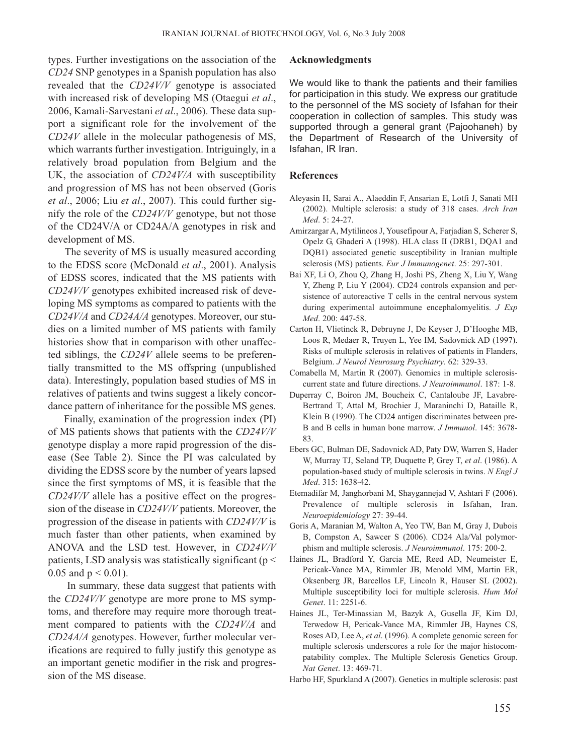types. Further investigations on the association of the *CD24* SNP genotypes in a Spanish population has also revealed that the *CD24V/V* genotype is associated with increased risk of developing MS (Otaegui *et al*., 2006, Kamali-Sarvestani *et al*., 2006). These data support a significant role for the involvement of the *CD24V* allele in the molecular pathogenesis of MS, which warrants further investigation. Intriguingly, in a relatively broad population from Belgium and the UK, the association of *CD24V/A* with susceptibility and progression of MS has not been observed (Goris *et al*., 2006; Liu *et al*., 2007). This could further signify the role of the *CD24V/V* genotype, but not those of the CD24V/A or CD24A/A genotypes in risk and development of MS.

The severity of MS is usually measured according to the EDSS score (McDonald *et al*., 2001). Analysis of EDSS scores, indicated that the MS patients with *CD24V/V* genotypes exhibited increased risk of developing MS symptoms as compared to patients with the *CD24V/A* and *CD24A/A* genotypes. Moreover, our studies on a limited number of MS patients with family histories show that in comparison with other unaffected siblings, the *CD24V* allele seems to be preferentially transmitted to the MS offspring (unpublished data). Interestingly, population based studies of MS in relatives of patients and twins suggest a likely concordance pattern of inheritance for the possible MS genes.

Finally, examination of the progression index (PI) of MS patients shows that patients with the *CD24V/V* genotype display a more rapid progression of the disease (See Table 2). Since the PI was calculated by dividing the EDSS score by the number of years lapsed since the first symptoms of MS, it is feasible that the *CD24V/V* allele has a positive effect on the progression of the disease in *CD24V/V* patients. Moreover, the progression of the disease in patients with *CD24V/V* is much faster than other patients, when examined by ANOVA and the LSD test. However, in *CD24V/V* patients, LSD analysis was statistically significant ($p < 0.05$ and $p < 0.01$).

In summary, these data suggest that patients with the *CD24V/V* genotype are more prone to MS symptoms, and therefore may require more thorough treatment compared to patients with the *CD24V/A* and *CD24A/A* genotypes. However, further molecular verifications are required to fully justify this genotype as an important genetic modifier in the risk and progression of the MS disease.

## Acknowledgments

We would like to thank the patients and their families for participation in this study. We express our gratitude to the personnel of the MS society of Isfahan for their cooperation in collection of samples. This study was supported through a general grant (Pajoohaneh) by the Department of Research of the University of Isfahan, IR Iran.

## References

Aleyasin H, Sarai A., Alaeddin F, Ansarian E, Lotfi J, Sanati MH (2002). Multiple sclerosis: a study of 318 cases. *Arch Iran Med*. 5: 24-27.

Amirzargar A, Mytilineos J, Yousefipour A, Farjadian S, Scherer S, Opelz G, Ghaderi A (1998). HLA class II (DRB1, DQA1 and DQB1) associated genetic susceptibility in Iranian multiple sclerosis (MS) patients. *Eur J Immunogenet*. 25: 297-301.

Bai XF, Li O, Zhou Q, Zhang H, Joshi PS, Zheng X, Liu Y, Wang Y, Zheng P, Liu Y (2004). CD24 controls expansion and persistence of autoreactive T cells in the central nervous system during experimental autoimmune encephalomyelitis. *J Exp Med*. 200: 447-58.

Carton H, Vlietinck R, Debruyne J, De Keyser J, D'Hooghe MB, Loos R, Medaer R, Truyen L, Yee IM, Sadovnick AD (1997). Risks of multiple sclerosis in relatives of patients in Flanders, Belgium. *J Neurol Neurosurg Psychiatry*. 62: 329-33.

Comabella M, Martin R (2007). Genomics in multiple sclerosis-current state and future directions. *J Neuroimmunol*. 187: 1-8.

Duperray C, Boiron JM, Boucheix C, Cantaloube JF, Lavabre-Bertrand T, Attal M, Brochier J, Maraninchi D, Bataille R, Klein B (1990). The CD24 antigen discriminates between pre-B and B cells in human bone marrow. *J Immunol*. 145: 3678-83.

Ebers GC, Bulman DE, Sadovnick AD, Paty DW, Warren S, Hader W, Murray TJ, Seland TP, Duquette P, Grey T, *et al*. (1986). A population-based study of multiple sclerosis in twins. *N Engl J Med*. 315: 1638-42.

Etemadifar M, Janghorbani M, Shaygannejad V, Ashtari F (2006). Prevalence of multiple sclerosis in Isfahan, Iran. *Neuroepidemiology* 27: 39-44.

Goris A, Maranian M, Walton A, Yeo TW, Ban M, Gray J, Dubois B, Compston A, Sawcer S (2006). CD24 Ala/Val polymorphism and multiple sclerosis. *J Neuroimmunol*. 175: 200-2.

Haines JL, Bradford Y, Garcia ME, Reed AD, Neumeister E, Pericak-Vance MA, Rimmler JB, Menold MM, Martin ER, Oksenberg JR, Barcellos LF, Lincoln R, Hauser SL (2002). Multiple susceptibility loci for multiple sclerosis. *Hum Mol Genet*. 11: 2251-6.

Haines JL, Ter-Minassian M, Bazyk A, Gusella JF, Kim DJ, Terwedow H, Pericak-Vance MA, Rimmler JB, Haynes CS, Roses AD, Lee A, *et al*. (1996). A complete genomic screen for multiple sclerosis underscores a role for the major histocompatability complex. The Multiple Sclerosis Genetics Group. *Nat Genet*. 13: 469-71.

Harbo HF, Spurkland A (2007). Genetics in multiple sclerosis: past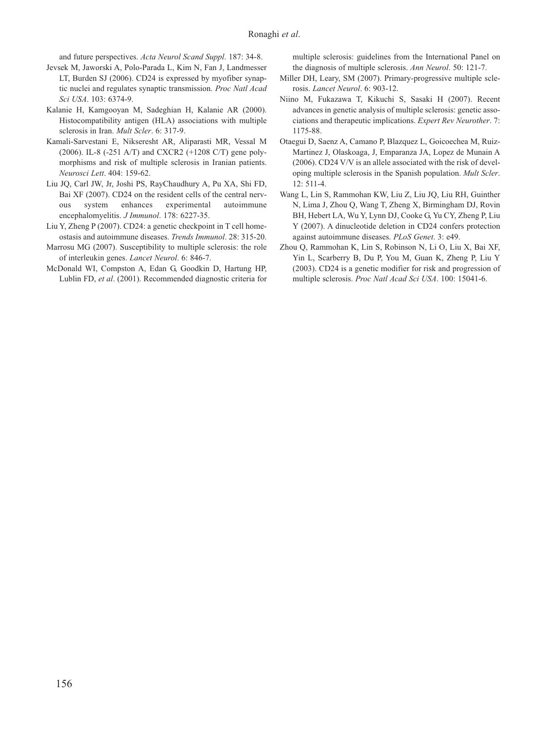and future perspectives. *Acta Neurol Scand Suppl*. 187: 34-8.

Jevsek M, Jaworski A, Polo-Parada L, Kim N, Fan J, Landmesser LT, Burden SJ (2006). CD24 is expressed by myofiber synaptic nuclei and regulates synaptic transmission. *Proc Natl Acad Sci USA*. 103: 6374-9.

Kalanie H, Kamgooyan M, Sadeghian H, Kalanie AR (2000). Histocompatibility antigen (HLA) associations with multiple sclerosis in Iran. *Mult Scler*. 6: 317-9.

Kamali-Sarvestani E, Nikseresht AR, Aliparasti MR, Vessal M (2006). IL-8 (-251 A/T) and CXCR2 (+1208 C/T) gene polymorphisms and risk of multiple sclerosis in Iranian patients. *Neurosci Lett*. 404: 159-62.

Liu JQ, Carl JW, Jr, Joshi PS, RayChaudhury A, Pu XA, Shi FD, Bai XF (2007). CD24 on the resident cells of the central nervous system enhances experimental autoimmune encephalomyelitis. *J Immunol*. 178: 6227-35.

Liu Y, Zheng P (2007). CD24: a genetic checkpoint in T cell homeostasis and autoimmune diseases. *Trends Immunol*. 28: 315-20.

Marrosu MG (2007). Susceptibility to multiple sclerosis: the role of interleukin genes. *Lancet Neurol*. 6: 846-7.

McDonald WI, Compston A, Edan G, Goodkin D, Hartung HP, Lublin FD, *et al*. (2001). Recommended diagnostic criteria for multiple sclerosis: guidelines from the International Panel on the diagnosis of multiple sclerosis. *Ann Neurol*. 50: 121-7.

Miller DH, Leary, SM (2007). Primary-progressive multiple sclerosis. *Lancet Neurol*. 6: 903-12.

Niino M, Fukazawa T, Kikuchi S, Sasaki H (2007). Recent advances in genetic analysis of multiple sclerosis: genetic associations and therapeutic implications. *Expert Rev Neurother*. 7: 1175-88.

Otaegui D, Saenz A, Camano P, Blazquez L, Goicoechea M, Ruiz-Martinez J, Olaskoaga, J, Emparanza JA, Lopez de Munain A (2006). CD24 V/V is an allele associated with the risk of developing multiple sclerosis in the Spanish population. *Mult Scler*. 12: 511-4.

Wang L, Lin S, Rammohan KW, Liu Z, Liu JQ, Liu RH, Guinther N, Lima J, Zhou Q, Wang T, Zheng X, Birmingham DJ, Rovin BH, Hebert LA, Wu Y, Lynn DJ, Cooke G, Yu CY, Zheng P, Liu Y (2007). A dinucleotide deletion in CD24 confers protection against autoimmune diseases. *PLoS Genet*. 3: e49.

Zhou Q, Rammohan K, Lin S, Robinson N, Li O, Liu X, Bai XF, Yin L, Scarberry B, Du P, You M, Guan K, Zheng P, Liu Y (2003). CD24 is a genetic modifier for risk and progression of multiple sclerosis. *Proc Natl Acad Sci USA*. 100: 15041-6.